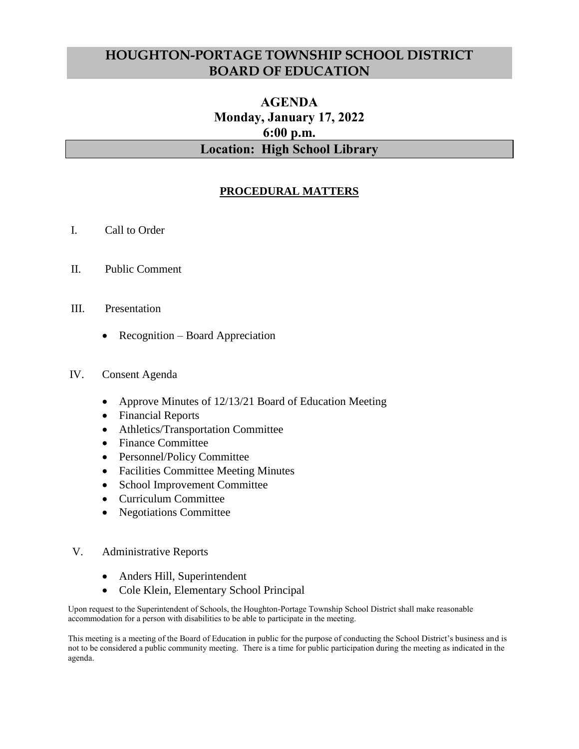# HOUGHTON-PORTAGE TOWNSHIP SCHOOL DISTRICT BOARD OF EDUCATION

## AGENDA
## Monday, January 17, 2022
## 6:00 p.m.
## Location: High School Library

### PROCEDURAL MATTERS

I. Call to Order

II. Public Comment

III. Presentation

- Recognition – Board Appreciation

IV. Consent Agenda

- Approve Minutes of 12/13/21 Board of Education Meeting
- Financial Reports
- Athletics/Transportation Committee
- Finance Committee
- Personnel/Policy Committee
- Facilities Committee Meeting Minutes
- School Improvement Committee
- Curriculum Committee
- Negotiations Committee

V. Administrative Reports

- Anders Hill, Superintendent
- Cole Klein, Elementary School Principal

Upon request to the Superintendent of Schools, the Houghton-Portage Township School District shall make reasonable accommodation for a person with disabilities to be able to participate in the meeting.

This meeting is a meeting of the Board of Education in public for the purpose of conducting the School District's business and is not to be considered a public community meeting. There is a time for public participation during the meeting as indicated in the agenda.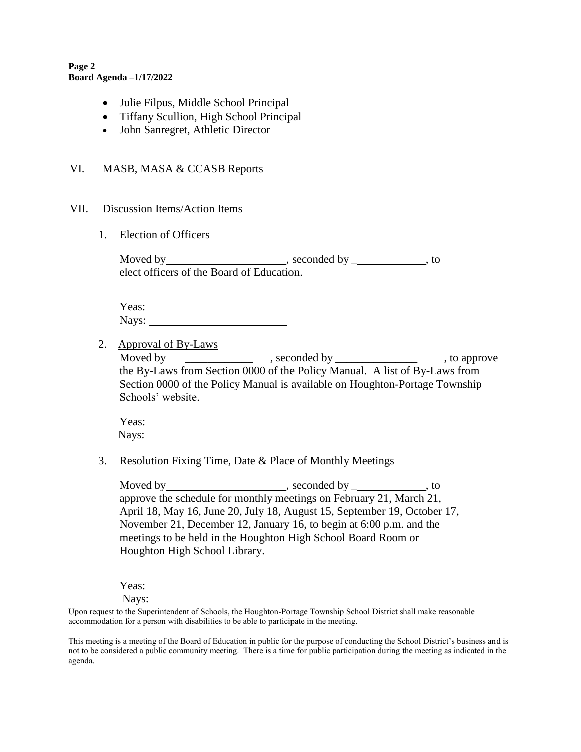- Julie Filpus, Middle School Principal
- Tiffany Scullion, High School Principal
- John Sanregret, Athletic Director

VI. MASB, MASA & CCASB Reports

VII. Discussion Items/Action Items

1. Election of Officers

   Moved by_____________________, seconded by _____________, to elect officers of the Board of Education.

   Yeas: _________________________
   Nays: _________________________

2. Approval of By-Laws

   Moved by____________________, seconded by ____________________, to approve the By-Laws from Section 0000 of the Policy Manual. A list of By-Laws from Section 0000 of the Policy Manual is available on Houghton-Portage Township Schools' website.

   Yeas: _________________________
   Nays: _________________________

3. Resolution Fixing Time, Date & Place of Monthly Meetings

   Moved by_____________________, seconded by _____________, to approve the schedule for monthly meetings on February 21, March 21, April 18, May 16, June 20, July 18, August 15, September 19, October 17, November 21, December 12, January 16, to begin at 6:00 p.m. and the meetings to be held in the Houghton High School Board Room or Houghton High School Library.

   Yeas: _________________________
   Nays: _________________________

Upon request to the Superintendent of Schools, the Houghton-Portage Township School District shall make reasonable accommodation for a person with disabilities to be able to participate in the meeting.

This meeting is a meeting of the Board of Education in public for the purpose of conducting the School District's business and is not to be considered a public community meeting. There is a time for public participation during the meeting as indicated in the agenda.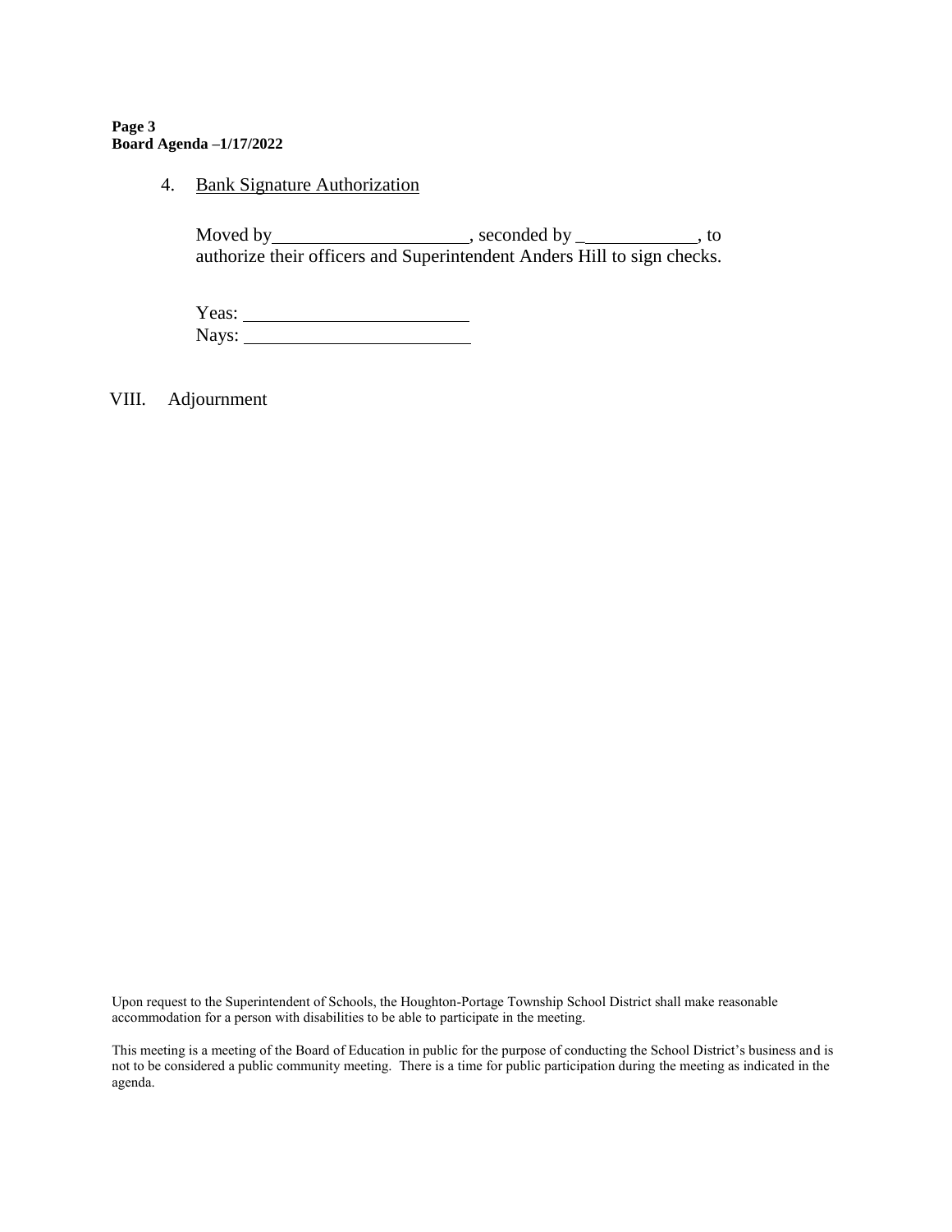4. Bank Signature Authorization

Moved by_____________________, seconded by _____________, to authorize their officers and Superintendent Anders Hill to sign checks.

Yeas: ________________________
Nays: ________________________

VIII. Adjournment

Upon request to the Superintendent of Schools, the Houghton-Portage Township School District shall make reasonable accommodation for a person with disabilities to be able to participate in the meeting.

This meeting is a meeting of the Board of Education in public for the purpose of conducting the School District's business and is not to be considered a public community meeting. There is a time for public participation during the meeting as indicated in the agenda.